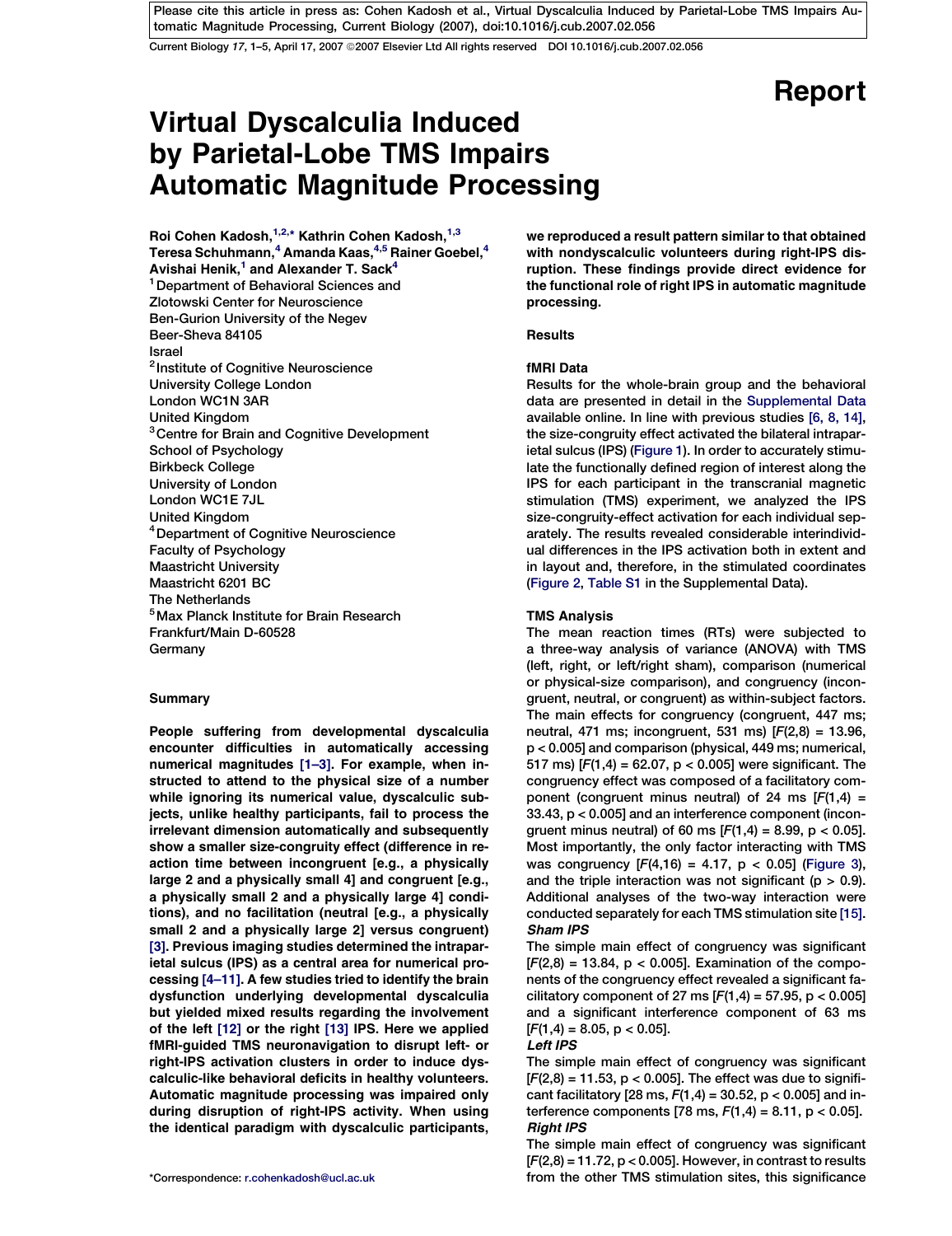# Virtual Dyscalculia Induced by Parietal-Lobe TMS Impairs Automatic Magnitude Processing

Report

Roi Cohen Kadosh,[1,2,*] Kathrin Cohen Kadosh,[1,3] Teresa Schuhmann,[4] Amanda Kaas,[4,5] Rainer Goebel,[4] Avishai Henik,[1] and Alexander T. Sack[4]

[1] Department of Behavioral Sciences and Zlotowski Center for Neuroscience Ben-Gurion University of the Negev Beer-Sheva 84105 Israel

[2] Institute of Cognitive Neuroscience University College London London WC1N 3AR United Kingdom

[3] Centre for Brain and Cognitive Development School of Psychology Birkbeck College University of London London WC1E 7JL United Kingdom

[4] Department of Cognitive Neuroscience Faculty of Psychology Maastricht University Maastricht 6201 BC The Netherlands

[5] Max Planck Institute for Brain Research Frankfurt/Main D-60528 Germany

## Summary

**People suffering from developmental dyscalculia encounter difficulties in automatically accessing numerical magnitudes [1–3]. For example, when instructed to attend to the physical size of a number while ignoring its numerical value, dyscalculic subjects, unlike healthy participants, fail to process the irrelevant dimension automatically and subsequently show a smaller size-congruity effect (difference in reaction time between incongruent [e.g., a physically large 2 and a physically small 4] and congruent [e.g., a physically small 2 and a physically large 4] conditions), and no facilitation (neutral [e.g., a physically small 2 and a physically large 2] versus congruent) [3]. Previous imaging studies determined the intraparietal sulcus (IPS) as a central area for numerical processing [4–11]. A few studies tried to identify the brain dysfunction underlying developmental dyscalculia but yielded mixed results regarding the involvement of the left [12] or the right [13] IPS. Here we applied fMRI-guided TMS neuronavigation to disrupt left- or right-IPS activation clusters in order to induce dyscalculic-like behavioral deficits in healthy volunteers. Automatic magnitude processing was impaired only during disruption of right-IPS activity. When using the identical paradigm with dyscalculic participants, we reproduced a result pattern similar to that obtained with nondyscalculic volunteers during right-IPS disruption. These findings provide direct evidence for the functional role of right IPS in automatic magnitude processing.**

## Results

### fMRI Data

Results for the whole-brain group and the behavioral data are presented in detail in the Supplemental Data available online. In line with previous studies [6, 8, 14], the size-congruity effect activated the bilateral intraparietal sulcus (IPS) (Figure 1). In order to accurately stimulate the functionally defined region of interest along the IPS for each participant in the transcranial magnetic stimulation (TMS) experiment, we analyzed the IPS size-congruity-effect activation for each individual separately. The results revealed considerable interindividual differences in the IPS activation both in extent and in layout and, therefore, in the stimulated coordinates (Figure 2, Table S1 in the Supplemental Data).

### TMS Analysis

The mean reaction times (RTs) were subjected to a three-way analysis of variance (ANOVA) with TMS (left, right, or left/right sham), comparison (numerical or physical-size comparison), and congruency (incongruent, neutral, or congruent) as within-subject factors. The main effects for congruency (congruent, 447 ms; neutral, 471 ms; incongruent, 531 ms) [$F(2,8) = 13.96$, $p < 0.005$] and comparison (physical, 449 ms; numerical, 517 ms) [$F(1,4) = 62.07$, $p < 0.005$] were significant. The congruency effect was composed of a facilitatory component (congruent minus neutral) of 24 ms [$F(1,4) = 33.43$, $p < 0.005$] and an interference component (incongruent minus neutral) of 60 ms [$F(1,4) = 8.99$, $p < 0.05$]. Most importantly, the only factor interacting with TMS was congruency [$F(4,16) = 4.17$, $p < 0.05$] (Figure 3), and the triple interaction was not significant ($p > 0.9$). Additional analyses of the two-way interaction were conducted separately for each TMS stimulation site [15].

#### *Sham IPS*

The simple main effect of congruency was significant [$F(2,8) = 13.84$, $p < 0.005$]. Examination of the components of the congruency effect revealed a significant facilitatory component of 27 ms [$F(1,4) = 57.95$, $p < 0.005$] and a significant interference component of 63 ms [$F(1,4) = 8.05$, $p < 0.05$].

#### *Left IPS*

The simple main effect of congruency was significant [$F(2,8) = 11.53$, $p < 0.005$]. The effect was due to significant facilitatory [28 ms, $F(1,4) = 30.52$, $p < 0.005$] and interference components [78 ms, $F(1,4) = 8.11$, $p < 0.05$].

#### *Right IPS*

The simple main effect of congruency was significant [$F(2,8) = 11.72$, $p < 0.005$]. However, in contrast to results from the other TMS stimulation sites, this significance

*Correspondence: r.cohenkadosh@ucl.ac.uk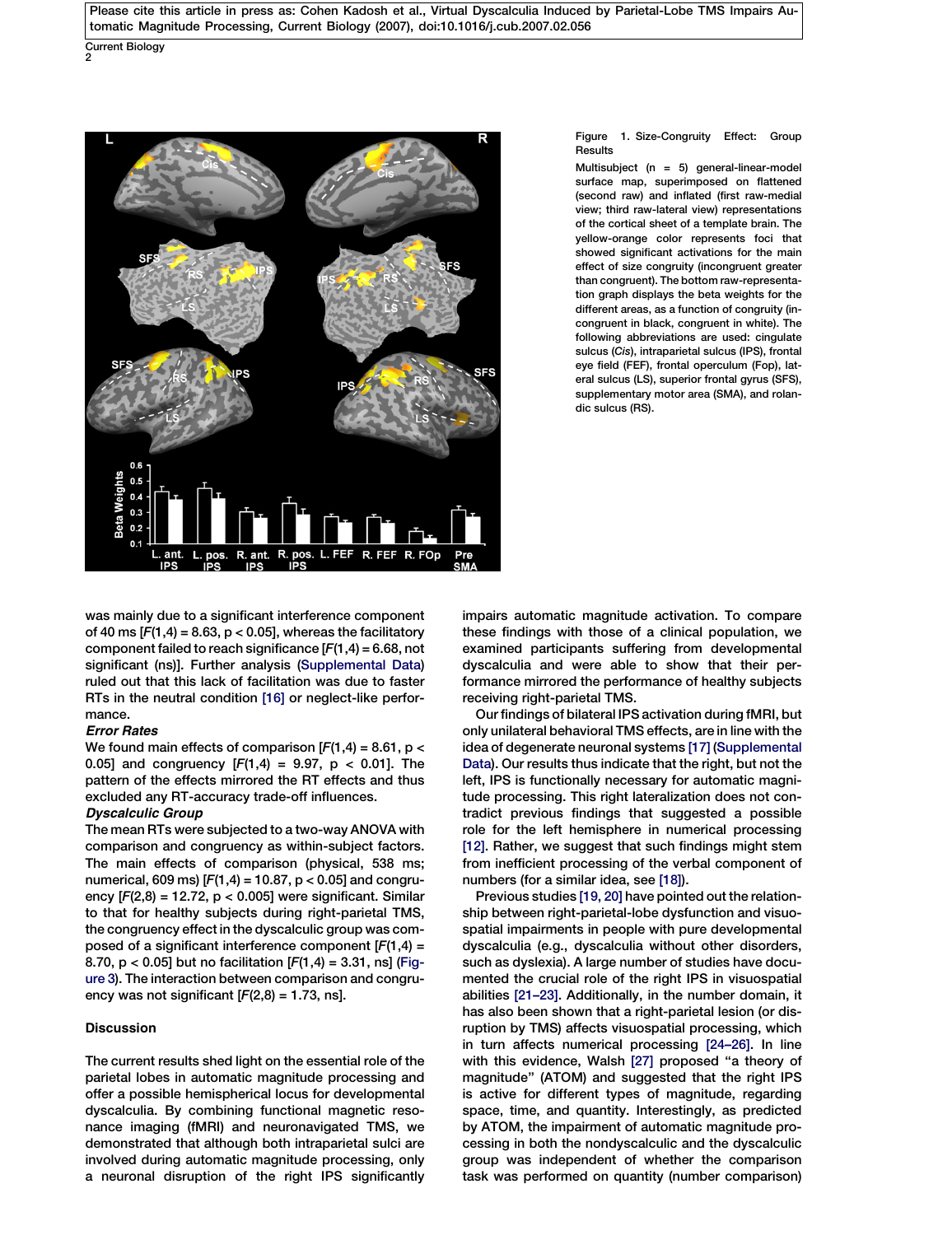Figure 1. Size-Congruity Effect: Group Results

Multisubject (n = 5) general-linear-model surface map, superimposed on flattened (second raw) and inflated (first raw-medial view; third raw-lateral view) representations of the cortical sheet of a template brain. The yellow-orange color represents foci that showed significant activations for the main effect of size congruity (incongruent greater than congruent). The bottom raw-representation graph displays the beta weights for the different areas, as a function of congruity (incongruent in black, congruent in white). The following abbreviations are used: cingulate sulcus (*Cis*), intraparietal sulcus (IPS), frontal eye field (FEF), frontal operculum (Fop), lateral sulcus (LS), superior frontal gyrus (SFS), supplementary motor area (SMA), and rolandic sulcus (RS).

was mainly due to a significant interference component of 40 ms [$F(1,4) = 8.63$, $p < 0.05$], whereas the facilitatory component failed to reach significance [$F(1,4) = 6.68$, not significant (ns)]. Further analysis (Supplemental Data) ruled out that this lack of facilitation was due to faster RTs in the neutral condition [16] or neglect-like performance.

***Error Rates***

We found main effects of comparison [$F(1,4) = 8.61$, $p < 0.05$] and congruency [$F(1,4) = 9.97$, $p < 0.01$]. The pattern of the effects mirrored the RT effects and thus excluded any RT-accuracy trade-off influences.

***Dyscalculic Group***

The mean RTs were subjected to a two-way ANOVA with comparison and congruency as within-subject factors. The main effects of comparison (physical, 538 ms; numerical, 609 ms) [$F(1,4) = 10.87$, $p < 0.05$] and congruency [$F(2,8) = 12.72$, $p < 0.005$] were significant. Similar to that for healthy subjects during right-parietal TMS, the congruency effect in the dyscalculic group was composed of a significant interference component [$F(1,4) = 8.70$, $p < 0.05$] but no facilitation [$F(1,4) = 3.31$, ns] (Figure 3). The interaction between comparison and congruency was not significant [$F(2,8) = 1.73$, ns].

## Discussion

The current results shed light on the essential role of the parietal lobes in automatic magnitude processing and offer a possible hemispherical locus for developmental dyscalculia. By combining functional magnetic resonance imaging (fMRI) and neuronavigated TMS, we demonstrated that although both intraparietal sulci are involved during automatic magnitude processing, only a neuronal disruption of the right IPS significantly impairs automatic magnitude activation. To compare these findings with those of a clinical population, we examined participants suffering from developmental dyscalculia and were able to show that their performance mirrored the performance of healthy subjects receiving right-parietal TMS.

Our findings of bilateral IPS activation during fMRI, but only unilateral behavioral TMS effects, are in line with the idea of degenerate neuronal systems [17] (Supplemental Data). Our results thus indicate that the right, but not the left, IPS is functionally necessary for automatic magnitude processing. This right lateralization does not contradict previous findings that suggested a possible role for the left hemisphere in numerical processing [12]. Rather, we suggest that such findings might stem from inefficient processing of the verbal component of numbers (for a similar idea, see [18]).

Previous studies [19, 20] have pointed out the relationship between right-parietal-lobe dysfunction and visuospatial impairments in people with pure developmental dyscalculia (e.g., dyscalculia without other disorders, such as dyslexia). A large number of studies have documented the crucial role of the right IPS in visuospatial abilities [21–23]. Additionally, in the number domain, it has also been shown that a right-parietal lesion (or disruption by TMS) affects visuospatial processing, which in turn affects numerical processing [24–26]. In line with this evidence, Walsh [27] proposed "a theory of magnitude" (ATOM) and suggested that the right IPS is active for different types of magnitude, regarding space, time, and quantity. Interestingly, as predicted by ATOM, the impairment of automatic magnitude processing in both the nondyscalculic and the dyscalculic group was independent of whether the comparison task was performed on quantity (number comparison)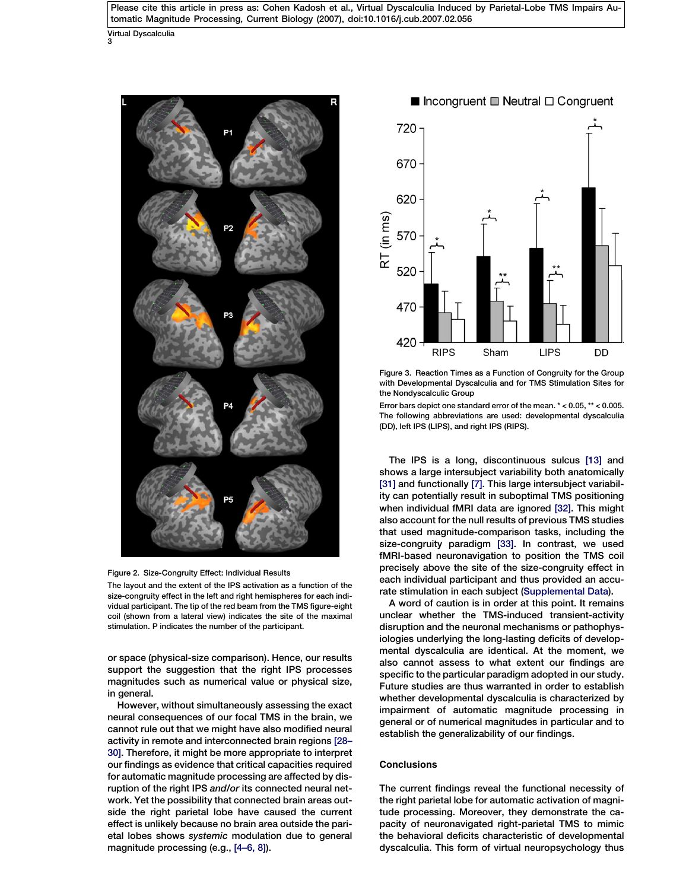Figure 2. Size-Congruity Effect: Individual Results

The layout and the extent of the IPS activation as a function of the size-congruity effect in the left and right hemispheres for each individual participant. The tip of the red beam from the TMS figure-eight coil (shown from a lateral view) indicates the site of the maximal stimulation. P indicates the number of the participant.

Figure 3. Reaction Times as a Function of Congruity for the Group with Developmental Dyscalculia and for TMS Stimulation Sites for the Nondyscalculic Group

Error bars depict one standard error of the mean. * < 0.05, ** < 0.005. The following abbreviations are used: developmental dyscalculia (DD), left IPS (LIPS), and right IPS (RIPS).

or space (physical-size comparison). Hence, our results support the suggestion that the right IPS processes magnitudes such as numerical value or physical size, in general.

However, without simultaneously assessing the exact neural consequences of our focal TMS in the brain, we cannot rule out that we might have also modified neural activity in remote and interconnected brain regions [28–30]. Therefore, it might be more appropriate to interpret our findings as evidence that critical capacities required for automatic magnitude processing are affected by disruption of the right IPS *and/or* its connected neural network. Yet the possibility that connected brain areas outside the right parietal lobe have caused the current effect is unlikely because no brain area outside the parietal lobes shows *systemic* modulation due to general magnitude processing (e.g., [4–6, 8]).

The IPS is a long, discontinuous sulcus [13] and shows a large intersubject variability both anatomically [31] and functionally [7]. This large intersubject variability can potentially result in suboptimal TMS positioning when individual fMRI data are ignored [32]. This might also account for the null results of previous TMS studies that used magnitude-comparison tasks, including the size-congruity paradigm [33]. In contrast, we used fMRI-based neuronavigation to position the TMS coil precisely above the site of the size-congruity effect in each individual participant and thus provided an accurate stimulation in each subject (Supplemental Data).

A word of caution is in order at this point. It remains unclear whether the TMS-induced transient-activity disruption and the neuronal mechanisms or pathophysiologies underlying the long-lasting deficits of developmental dyscalculia are identical. At the moment, we also cannot assess to what extent our findings are specific to the particular paradigm adopted in our study. Future studies are thus warranted in order to establish whether developmental dyscalculia is characterized by impairment of automatic magnitude processing in general or of numerical magnitudes in particular and to establish the generalizability of our findings.

## Conclusions

The current findings reveal the functional necessity of the right parietal lobe for automatic activation of magnitude processing. Moreover, they demonstrate the capacity of neuronavigated right-parietal TMS to mimic the behavioral deficits characteristic of developmental dyscalculia. This form of virtual neuropsychology thus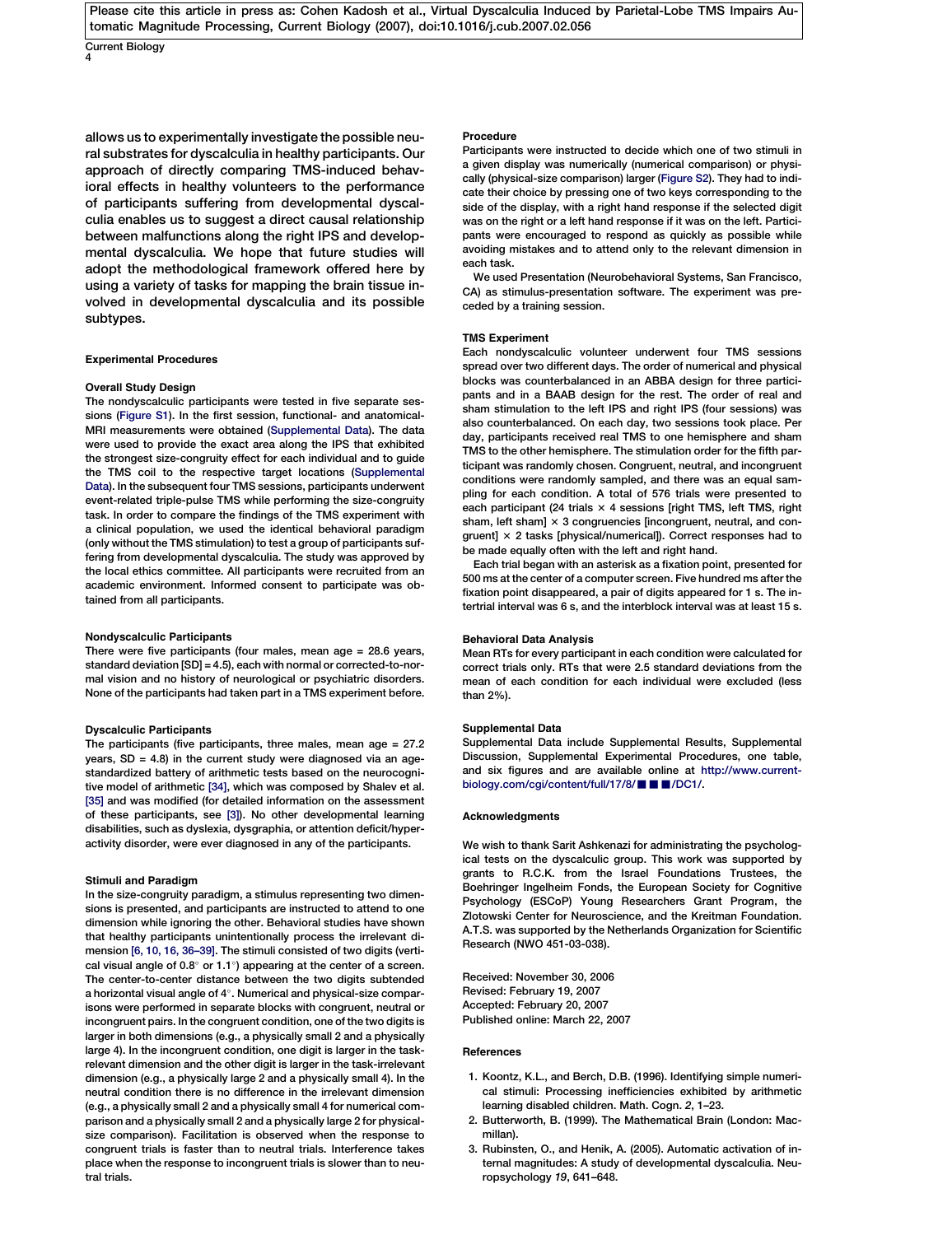allows us to experimentally investigate the possible neural substrates for dyscalculia in healthy participants. Our approach of directly comparing TMS-induced behavioral effects in healthy volunteers to the performance of participants suffering from developmental dyscalculia enables us to suggest a direct causal relationship between malfunctions along the right IPS and developmental dyscalculia. We hope that future studies will adopt the methodological framework offered here by using a variety of tasks for mapping the brain tissue involved in developmental dyscalculia and its possible subtypes.

## Experimental Procedures

### Overall Study Design

The nondyscalculic participants were tested in five separate sessions (Figure S1). In the first session, functional- and anatomical-MRI measurements were obtained (Supplemental Data). The data were used to provide the exact area along the IPS that exhibited the strongest size-congruity effect for each individual and to guide the TMS coil to the respective target locations (Supplemental Data). In the subsequent four TMS sessions, participants underwent event-related triple-pulse TMS while performing the size-congruity task. In order to compare the findings of the TMS experiment with a clinical population, we used the identical behavioral paradigm (only without the TMS stimulation) to test a group of participants suffering from developmental dyscalculia. The study was approved by the local ethics committee. All participants were recruited from an academic environment. Informed consent to participate was obtained from all participants.

### Nondyscalculic Participants

There were five participants (four males, mean age = 28.6 years, standard deviation [SD] = 4.5), each with normal or corrected-to-normal vision and no history of neurological or psychiatric disorders. None of the participants had taken part in a TMS experiment before.

### Dyscalculic Participants

The participants (five participants, three males, mean age = 27.2 years, SD = 4.8) in the current study were diagnosed via an age-standardized battery of arithmetic tests based on the neurocognitive model of arithmetic [34], which was composed by Shalev et al. [35] and was modified (for detailed information on the assessment of these participants, see [3]). No other developmental learning disabilities, such as dyslexia, dysgraphia, or attention deficit/hyperactivity disorder, were ever diagnosed in any of the participants.

### Stimuli and Paradigm

In the size-congruity paradigm, a stimulus representing two dimensions is presented, and participants are instructed to attend to one dimension while ignoring the other. Behavioral studies have shown that healthy participants unintentionally process the irrelevant dimension [6, 10, 16, 36–39]. The stimuli consisted of two digits (vertical visual angle of 0.8° or 1.1°) appearing at the center of a screen. The center-to-center distance between the two digits subtended a horizontal visual angle of 4°. Numerical and physical-size comparisons were performed in separate blocks with congruent, neutral or incongruent pairs. In the congruent condition, one of the two digits is larger in both dimensions (e.g., a physically small 2 and a physically large 4). In the incongruent condition, one digit is larger in the task-relevant dimension and the other digit is larger in the task-irrelevant dimension (e.g., a physically large 2 and a physically small 4). In the neutral condition there is no difference in the irrelevant dimension (e.g., a physically small 2 and a physically small 4 for numerical comparison and a physically small 2 and a physically large 2 for physical-size comparison). Facilitation is observed when the response to congruent trials is faster than to neutral trials. Interference takes place when the response to incongruent trials is slower than to neutral trials.

### Procedure

Participants were instructed to decide which one of two stimuli in a given display was numerically (numerical comparison) or physically (physical-size comparison) larger (Figure S2). They had to indicate their choice by pressing one of two keys corresponding to the side of the display, with a right hand response if the selected digit was on the right or a left hand response if it was on the left. Participants were encouraged to respond as quickly as possible while avoiding mistakes and to attend only to the relevant dimension in each task.

We used Presentation (Neurobehavioral Systems, San Francisco, CA) as stimulus-presentation software. The experiment was preceded by a training session.

### TMS Experiment

Each nondyscalculic volunteer underwent four TMS sessions spread over two different days. The order of numerical and physical blocks was counterbalanced in an ABBA design for three participants and in a BAAB design for the rest. The order of real and sham stimulation to the left IPS and right IPS (four sessions) was also counterbalanced. On each day, two sessions took place. Per day, participants received real TMS to one hemisphere and sham TMS to the other hemisphere. The stimulation order for the fifth participant was randomly chosen. Congruent, neutral, and incongruent conditions were randomly sampled, and there was an equal sampling for each condition. A total of 576 trials were presented to each participant (24 trials × 4 sessions [right TMS, left TMS, right sham, left sham] × 3 congruencies [incongruent, neutral, and congruent] × 2 tasks [physical/numerical]). Correct responses had to be made equally often with the left and right hand.

Each trial began with an asterisk as a fixation point, presented for 500 ms at the center of a computer screen. Five hundred ms after the fixation point disappeared, a pair of digits appeared for 1 s. The intertrial interval was 6 s, and the interblock interval was at least 15 s.

### Behavioral Data Analysis

Mean RTs for every participant in each condition were calculated for correct trials only. RTs that were 2.5 standard deviations from the mean of each condition for each individual were excluded (less than 2%).

### Supplemental Data

Supplemental Data include Supplemental Results, Supplemental Discussion, Supplemental Experimental Procedures, one table, and six figures and are available online at http://www.current-biology.com/cgi/content/full/17/8/■■■/DC1/.

### Acknowledgments

We wish to thank Sarit Ashkenazi for administrating the psychological tests on the dyscalculic group. This work was supported by grants to R.C.K. from the Israel Foundations Trustees, the Boehringer Ingelheim Fonds, the European Society for Cognitive Psychology (ESCoP) Young Researchers Grant Program, the Zlotowski Center for Neuroscience, and the Kreitman Foundation. A.T.S. was supported by the Netherlands Organization for Scientific Research (NWO 451-03-038).

Received: November 30, 2006
Revised: February 19, 2007
Accepted: February 20, 2007
Published online: March 22, 2007

### References

1. Koontz, K.L., and Berch, D.B. (1996). Identifying simple numerical stimuli: Processing inefficiencies exhibited by arithmetic learning disabled children. Math. Cogn. *2*, 1–23.
2. Butterworth, B. (1999). The Mathematical Brain (London: Macmillan).
3. Rubinsten, O., and Henik, A. (2005). Automatic activation of internal magnitudes: A study of developmental dyscalculia. Neuropsychology *19*, 641–648.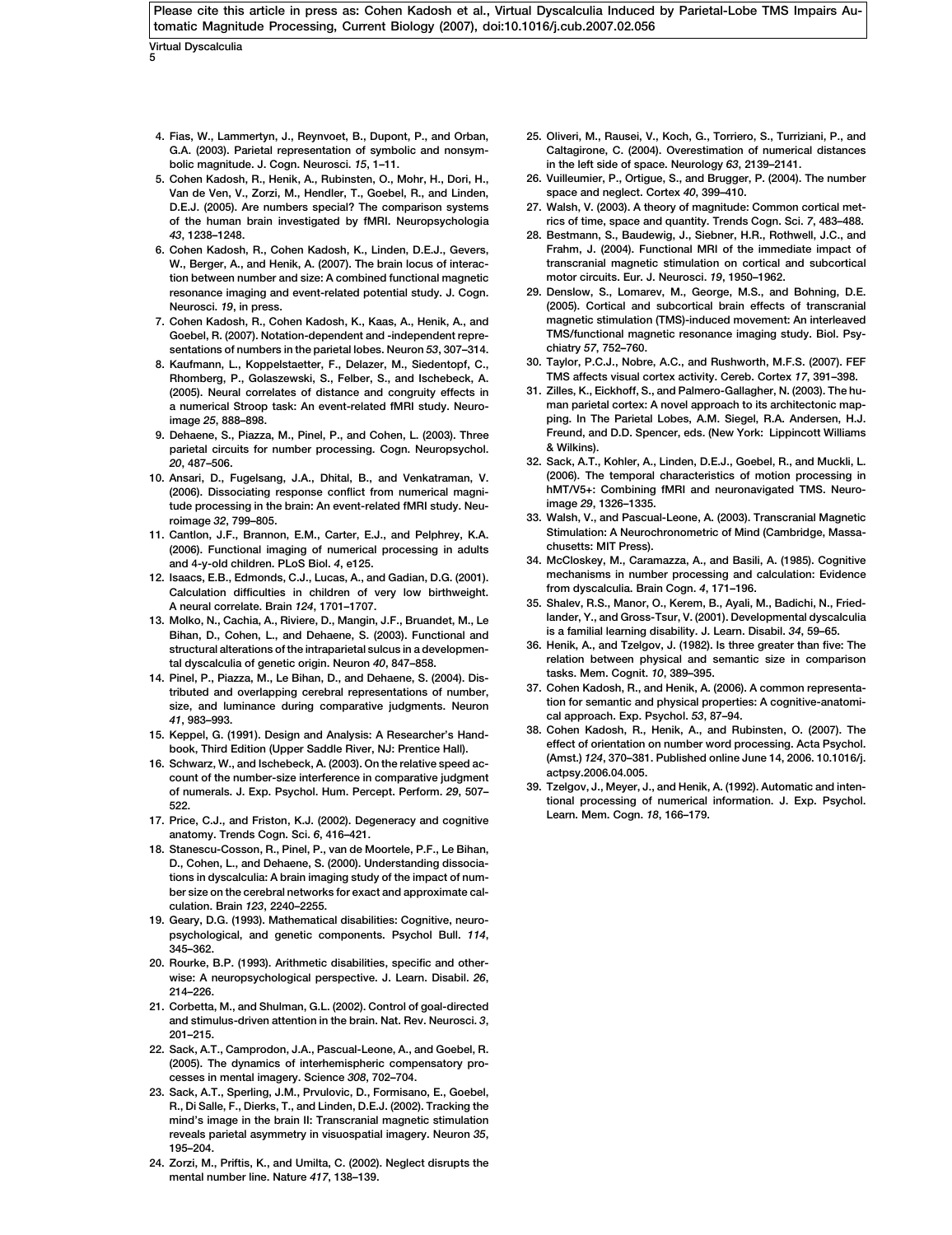4. Fias, W., Lammertyn, J., Reynvoet, B., Dupont, P., and Orban, G.A. (2003). Parietal representation of symbolic and nonsymbolic magnitude. J. Cogn. Neurosci. *15*, 1–11.
5. Cohen Kadosh, R., Henik, A., Rubinsten, O., Mohr, H., Dori, H., Van de Ven, V., Zorzi, M., Hendler, T., Goebel, R., and Linden, D.E.J. (2005). Are numbers special? The comparison systems of the human brain investigated by fMRI. Neuropsychologia *43*, 1238–1248.
6. Cohen Kadosh, R., Cohen Kadosh, K., Linden, D.E.J., Gevers, W., Berger, A., and Henik, A. (2007). The brain locus of interaction between number and size: A combined functional magnetic resonance imaging and event-related potential study. J. Cogn. Neurosci. *19*, in press.
7. Cohen Kadosh, R., Cohen Kadosh, K., Kaas, A., Henik, A., and Goebel, R. (2007). Notation-dependent and -independent representations of numbers in the parietal lobes. Neuron *53*, 307–314.
8. Kaufmann, L., Koppelstaetter, F., Delazer, M., Siedentopf, C., Rhomberg, P., Golaszewski, S., Felber, S., and Ischebeck, A. (2005). Neural correlates of distance and congruity effects in a numerical Stroop task: An event-related fMRI study. Neuroimage *25*, 888–898.
9. Dehaene, S., Piazza, M., Pinel, P., and Cohen, L. (2003). Three parietal circuits for number processing. Cogn. Neuropsychol. *20*, 487–506.
10. Ansari, D., Fugelsang, J.A., Dhital, B., and Venkatraman, V. (2006). Dissociating response conflict from numerical magnitude processing in the brain: An event-related fMRI study. Neuroimage *32*, 799–805.
11. Cantlon, J.F., Brannon, E.M., Carter, E.J., and Pelphrey, K.A. (2006). Functional imaging of numerical processing in adults and 4-y-old children. PLoS Biol. *4*, e125.
12. Isaacs, E.B., Edmonds, C.J., Lucas, A., and Gadian, D.G. (2001). Calculation difficulties in children of very low birthweight. A neural correlate. Brain *124*, 1701–1707.
13. Molko, N., Cachia, A., Riviere, D., Mangin, J.F., Bruandet, M., Le Bihan, D., Cohen, L., and Dehaene, S. (2003). Functional and structural alterations of the intraparietal sulcus in a developmental dyscalculia of genetic origin. Neuron *40*, 847–858.
14. Pinel, P., Piazza, M., Le Bihan, D., and Dehaene, S. (2004). Distributed and overlapping cerebral representations of number, size, and luminance during comparative judgments. Neuron *41*, 983–993.
15. Keppel, G. (1991). Design and Analysis: A Researcher's Handbook, Third Edition (Upper Saddle River, NJ: Prentice Hall).
16. Schwarz, W., and Ischebeck, A. (2003). On the relative speed account of the number-size interference in comparative judgment of numerals. J. Exp. Psychol. Hum. Percept. Perform. *29*, 507–522.
17. Price, C.J., and Friston, K.J. (2002). Degeneracy and cognitive anatomy. Trends Cogn. Sci. *6*, 416–421.
18. Stanescu-Cosson, R., Pinel, P., van de Moortele, P.F., Le Bihan, D., Cohen, L., and Dehaene, S. (2000). Understanding dissociations in dyscalculia: A brain imaging study of the impact of number size on the cerebral networks for exact and approximate calculation. Brain *123*, 2240–2255.
19. Geary, D.G. (1993). Mathematical disabilities: Cognitive, neuropsychological, and genetic components. Psychol Bull. *114*, 345–362.
20. Rourke, B.P. (1993). Arithmetic disabilities, specific and otherwise: A neuropsychological perspective. J. Learn. Disabil. *26*, 214–226.
21. Corbetta, M., and Shulman, G.L. (2002). Control of goal-directed and stimulus-driven attention in the brain. Nat. Rev. Neurosci. *3*, 201–215.
22. Sack, A.T., Camprodon, J.A., Pascual-Leone, A., and Goebel, R. (2005). The dynamics of interhemispheric compensatory processes in mental imagery. Science *308*, 702–704.
23. Sack, A.T., Sperling, J.M., Prvulovic, D., Formisano, E., Goebel, R., Di Salle, F., Dierks, T., and Linden, D.E.J. (2002). Tracking the mind's image in the brain II: Transcranial magnetic stimulation reveals parietal asymmetry in visuospatial imagery. Neuron *35*, 195–204.
24. Zorzi, M., Priftis, K., and Umilta, C. (2002). Neglect disrupts the mental number line. Nature *417*, 138–139.
25. Oliveri, M., Rausei, V., Koch, G., Torriero, S., Turriziani, P., and Caltagirone, C. (2004). Overestimation of numerical distances in the left side of space. Neurology *63*, 2139–2141.
26. Vuilleumier, P., Ortigue, S., and Brugger, P. (2004). The number space and neglect. Cortex *40*, 399–410.
27. Walsh, V. (2003). A theory of magnitude: Common cortical metrics of time, space and quantity. Trends Cogn. Sci. *7*, 483–488.
28. Bestmann, S., Baudewig, J., Siebner, H.R., Rothwell, J.C., and Frahm, J. (2004). Functional MRI of the immediate impact of transcranial magnetic stimulation on cortical and subcortical motor circuits. Eur. J. Neurosci. *19*, 1950–1962.
29. Denslow, S., Lomarev, M., George, M.S., and Bohning, D.E. (2005). Cortical and subcortical brain effects of transcranial magnetic stimulation (TMS)-induced movement: An interleaved TMS/functional magnetic resonance imaging study. Biol. Psychiatry *57*, 752–760.
30. Taylor, P.C.J., Nobre, A.C., and Rushworth, M.F.S. (2007). FEF TMS affects visual cortex activity. Cereb. Cortex *17*, 391–398.
31. Zilles, K., Eickhoff, S., and Palmero-Gallagher, N. (2003). The human parietal cortex: A novel approach to its architectonic mapping. In The Parietal Lobes, A.M. Siegel, R.A. Andersen, H.J. Freund, and D.D. Spencer, eds. (New York: Lippincott Williams & Wilkins).
32. Sack, A.T., Kohler, A., Linden, D.E.J., Goebel, R., and Muckli, L. (2006). The temporal characteristics of motion processing in hMT/V5+: Combining fMRI and neuronavigated TMS. Neuroimage *29*, 1326–1335.
33. Walsh, V., and Pascual-Leone, A. (2003). Transcranial Magnetic Stimulation: A Neurochronometric of Mind (Cambridge, Massachusetts: MIT Press).
34. McCloskey, M., Caramazza, A., and Basili, A. (1985). Cognitive mechanisms in number processing and calculation: Evidence from dyscalculia. Brain Cogn. *4*, 171–196.
35. Shalev, R.S., Manor, O., Kerem, B., Ayali, M., Badichi, N., Friedlander, Y., and Gross-Tsur, V. (2001). Developmental dyscalculia is a familial learning disability. J. Learn. Disabil. *34*, 59–65.
36. Henik, A., and Tzelgov, J. (1982). Is three greater than five: The relation between physical and semantic size in comparison tasks. Mem. Cognit. *10*, 389–395.
37. Cohen Kadosh, R., and Henik, A. (2006). A common representation for semantic and physical properties: A cognitive-anatomical approach. Exp. Psychol. *53*, 87–94.
38. Cohen Kadosh, R., Henik, A., and Rubinsten, O. (2007). The effect of orientation on number word processing. Acta Psychol. (Amst.) *124*, 370–381. Published online June 14, 2006. 10.1016/j.actpsy.2006.04.005.
39. Tzelgov, J., Meyer, J., and Henik, A. (1992). Automatic and intentional processing of numerical information. J. Exp. Psychol. Learn. Mem. Cogn. *18*, 166–179.